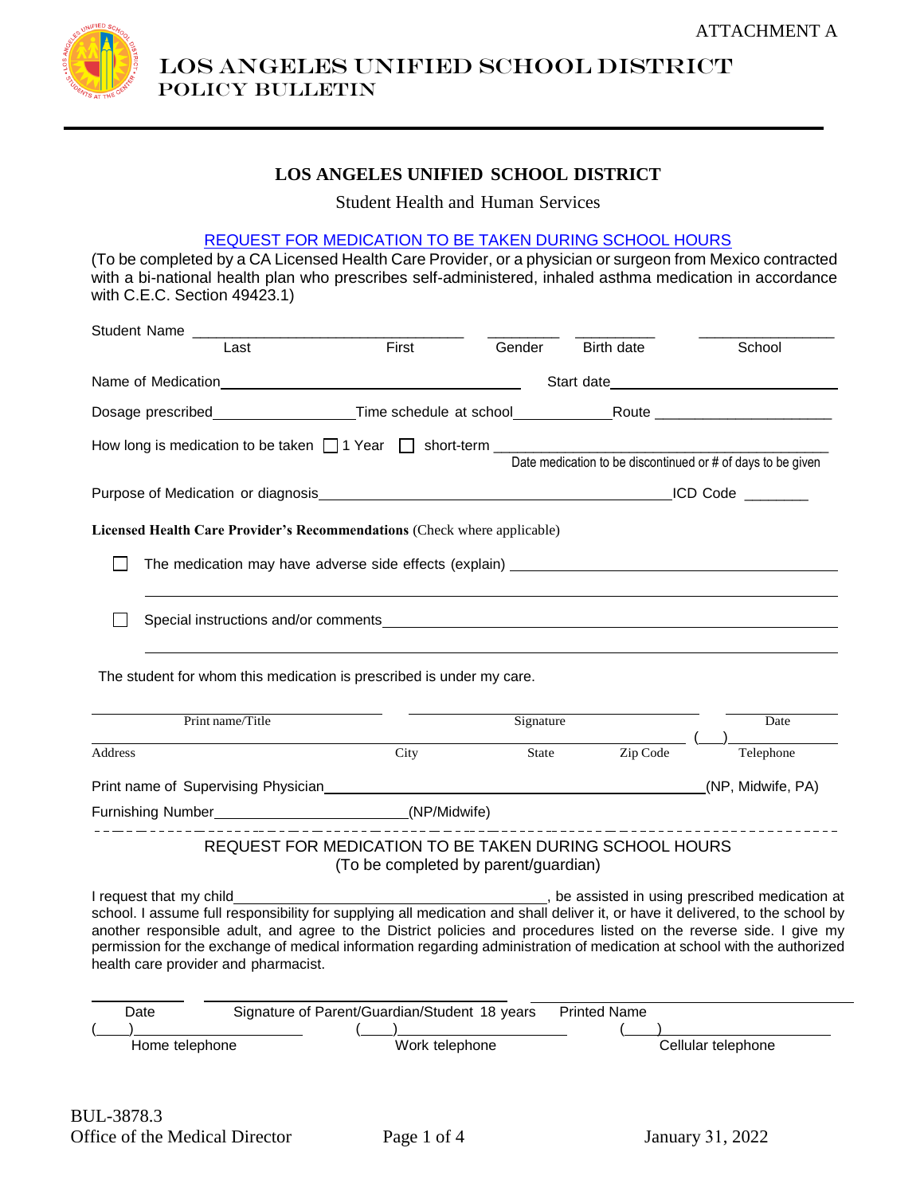ATTACHMENT A

# LOS ANGELES UNIFIED SCHOOL DISTRICT
## POLICY BULLETIN

---

### LOS ANGELES UNIFIED SCHOOL DISTRICT

Student Health and Human Services

**REQUEST FOR MEDICATION TO BE TAKEN DURING SCHOOL HOURS**

(To be completed by a CA Licensed Health Care Provider, or a physician or surgeon from Mexico contracted with a bi-national health plan who prescribes self-administered, inhaled asthma medication in accordance with C.E.C. Section 49423.1)

Student Name ________________________________ ________ __________ ________________
Last First Gender Birth date School

Name of Medication_________________________________ Start date_______________________

Dosage prescribed________________Time schedule at school___________Route _____________________

How long is medication to be taken ☐ 1 Year ☐ short-term ________________________________________
Date medication to be discontinued or # of days to be given

Purpose of Medication or diagnosis__________________________________________ICD Code ________

**Licensed Health Care Provider's Recommendations** (Check where applicable)

☐ The medication may have adverse side effects (explain) ________________________________________

______________________________________________________________________________

☐ Special instructions and/or comments__________________________________________________

______________________________________________________________________________

The student for whom this medication is prescribed is under my care.

________________________ ________________________ ____________
Print name/Title Signature Date

________________________ ________ ________ ________ (___)________
Address City State Zip Code Telephone

Print name of Supervising Physician_____________________________________________(NP, Midwife, PA)

Furnishing Number________________________(NP/Midwife)

- - - - - - - - - - - - - - - - - - - - - - - - - - - - - - - - - - - - - - - - - - - - - - - - -

**REQUEST FOR MEDICATION TO BE TAKEN DURING SCHOOL HOURS**
(To be completed by parent/guardian)

I request that my child_____________________________________, be assisted in using prescribed medication at school. I assume full responsibility for supplying all medication and shall deliver it, or have it delivered, to the school by another responsible adult, and agree to the District policies and procedures listed on the reverse side. I give my permission for the exchange of medical information regarding administration of medication at school with the authorized health care provider and pharmacist.

__________ ______________________________ ______________________________
Date Signature of Parent/Guardian/Student 18 years Printed Name

(____)____________________ (____)____________________ (____)____________________
Home telephone Work telephone Cellular telephone

BUL-3878.3
Office of the Medical Director January 31, 2022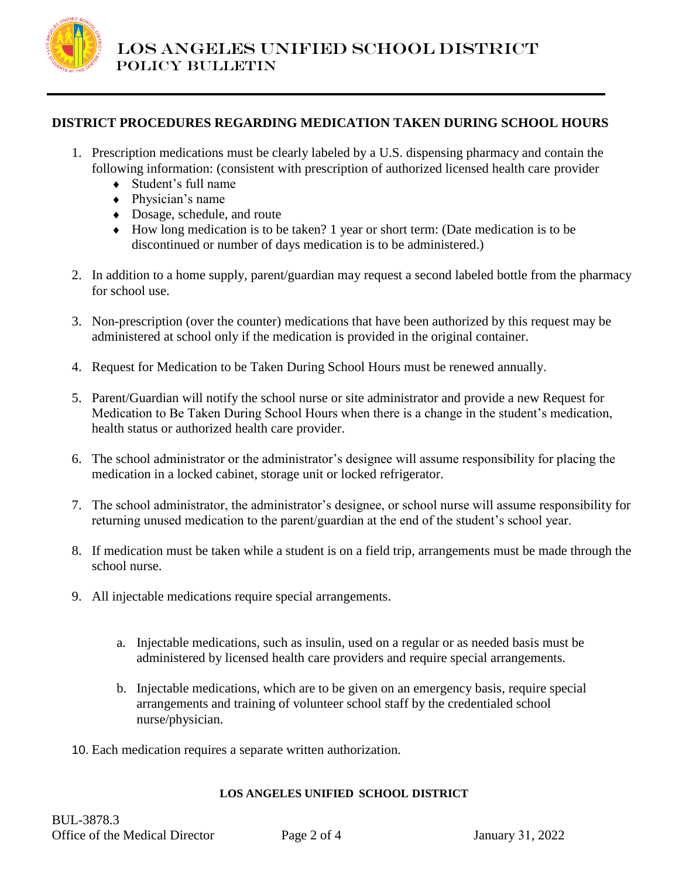## DISTRICT PROCEDURES REGARDING MEDICATION TAKEN DURING SCHOOL HOURS

1. Prescription medications must be clearly labeled by a U.S. dispensing pharmacy and contain the following information: (consistent with prescription of authorized licensed health care provider
   - Student's full name
   - Physician's name
   - Dosage, schedule, and route
   - How long medication is to be taken? 1 year or short term: (Date medication is to be discontinued or number of days medication is to be administered.)

2. In addition to a home supply, parent/guardian may request a second labeled bottle from the pharmacy for school use.

3. Non-prescription (over the counter) medications that have been authorized by this request may be administered at school only if the medication is provided in the original container.

4. Request for Medication to be Taken During School Hours must be renewed annually.

5. Parent/Guardian will notify the school nurse or site administrator and provide a new Request for Medication to Be Taken During School Hours when there is a change in the student's medication, health status or authorized health care provider.

6. The school administrator or the administrator's designee will assume responsibility for placing the medication in a locked cabinet, storage unit or locked refrigerator.

7. The school administrator, the administrator's designee, or school nurse will assume responsibility for returning unused medication to the parent/guardian at the end of the student's school year.

8. If medication must be taken while a student is on a field trip, arrangements must be made through the school nurse.

9. All injectable medications require special arrangements.

   a. Injectable medications, such as insulin, used on a regular or as needed basis must be administered by licensed health care providers and require special arrangements.

   b. Injectable medications, which are to be given on an emergency basis, require special arrangements and training of volunteer school staff by the credentialed school nurse/physician.

10. Each medication requires a separate written authorization.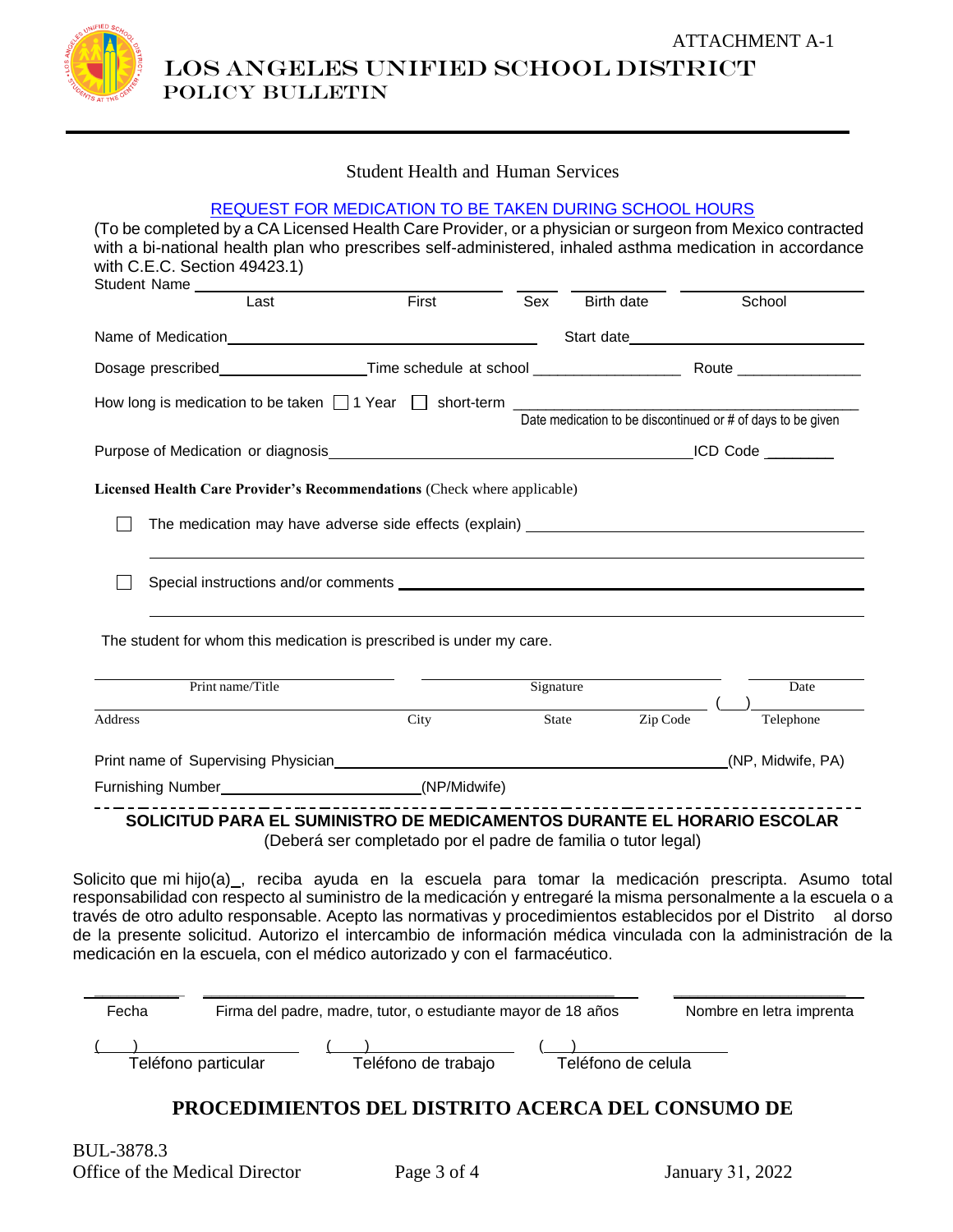ATTACHMENT A-1

# LOS ANGELES UNIFIED SCHOOL DISTRICT
## POLICY BULLETIN

Student Health and Human Services

**REQUEST FOR MEDICATION TO BE TAKEN DURING SCHOOL HOURS**

(To be completed by a CA Licensed Health Care Provider, or a physician or surgeon from Mexico contracted with a bi-national health plan who prescribes self-administered, inhaled asthma medication in accordance with C.E.C. Section 49423.1)

Student Name ______________________________ ______ ____________ ________________
Last First Sex Birth date School

Name of Medication ______________________________ Start date ______________________

Dosage prescribed ________________ Time schedule at school _________________ Route _______________

How long is medication to be taken ☐ 1 Year ☐ short-term ____________________________________________
Date medication to be discontinued or # of days to be given

Purpose of Medication or diagnosis ______________________________________ ICD Code ________

**Licensed Health Care Provider's Recommendations** (Check where applicable)

☐ The medication may have adverse side effects (explain) ______________________________

______________________________________________________________________

☐ Special instructions and/or comments ______________________________

______________________________________________________________________

The student for whom this medication is prescribed is under my care.

______________________ ______________________ ______________
Print name/Title Signature Date

______________________________________________________________ (___)__________
Address City State Zip Code Telephone

Print name of Supervising Physician ______________________________________________(NP, Midwife, PA)

Furnishing Number ______________________(NP/Midwife)

---

**SOLICITUD PARA EL SUMINISTRO DE MEDICAMENTOS DURANTE EL HORARIO ESCOLAR**

(Deberá ser completado por el padre de familia o tutor legal)

Solicito que mi hijo(a)_, reciba ayuda en la escuela para tomar la medicación prescripta. Asumo total responsabilidad con respecto al suministro de la medicación y entregaré la misma personalmente a la escuela o a través de otro adulto responsable. Acepto las normativas y procedimientos establecidos por el Distrito al dorso de la presente solicitud. Autorizo el intercambio de información médica vinculada con la administración de la medicación en la escuela, con el médico autorizado y con el farmacéutico.

__________ ______________________________________ ____________________
Fecha Firma del padre, madre, tutor, o estudiante mayor de 18 años Nombre en letra imprenta

(___)________________ (___)________________ (___)________________
Teléfono particular Teléfono de trabajo Teléfono de celula

**PROCEDIMIENTOS DEL DISTRITO ACERCA DEL CONSUMO DE**

BUL-3878.3
Office of the Medical Director January 31, 2022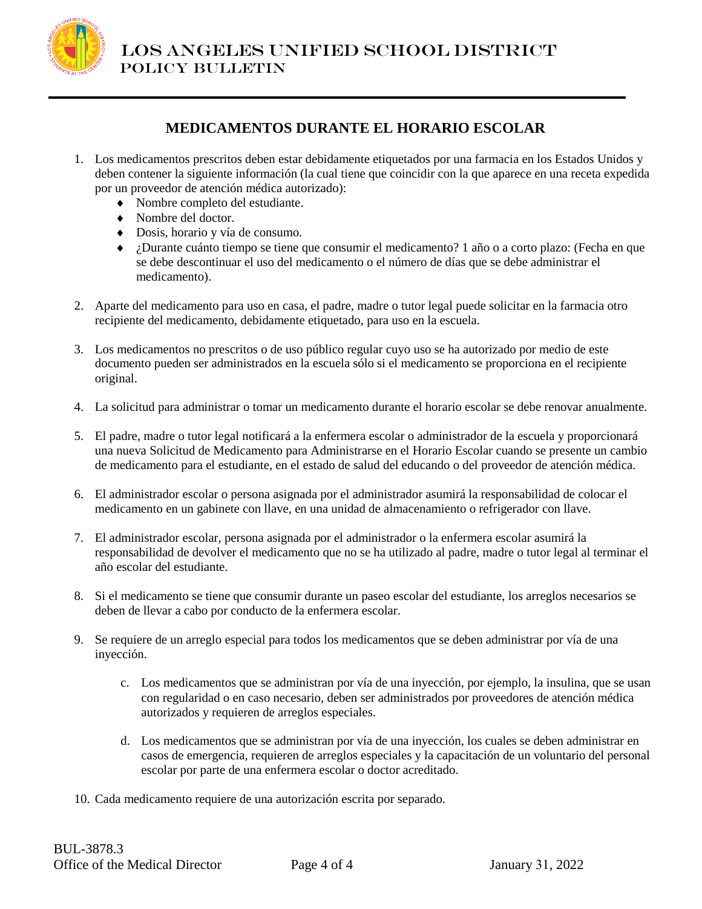## MEDICAMENTOS DURANTE EL HORARIO ESCOLAR

1. Los medicamentos prescritos deben estar debidamente etiquetados por una farmacia en los Estados Unidos y deben contener la siguiente información (la cual tiene que coincidir con la que aparece en una receta expedida por un proveedor de atención médica autorizado):
   - Nombre completo del estudiante.
   - Nombre del doctor.
   - Dosis, horario y vía de consumo.
   - ¿Durante cuánto tiempo se tiene que consumir el medicamento? 1 año o a corto plazo: (Fecha en que se debe descontinuar el uso del medicamento o el número de días que se debe administrar el medicamento).

2. Aparte del medicamento para uso en casa, el padre, madre o tutor legal puede solicitar en la farmacia otro recipiente del medicamento, debidamente etiquetado, para uso en la escuela.

3. Los medicamentos no prescritos o de uso público regular cuyo uso se ha autorizado por medio de este documento pueden ser administrados en la escuela sólo si el medicamento se proporciona en el recipiente original.

4. La solicitud para administrar o tomar un medicamento durante el horario escolar se debe renovar anualmente.

5. El padre, madre o tutor legal notificará a la enfermera escolar o administrador de la escuela y proporcionará una nueva Solicitud de Medicamento para Administrarse en el Horario Escolar cuando se presente un cambio de medicamento para el estudiante, en el estado de salud del educando o del proveedor de atención médica.

6. El administrador escolar o persona asignada por el administrador asumirá la responsabilidad de colocar el medicamento en un gabinete con llave, en una unidad de almacenamiento o refrigerador con llave.

7. El administrador escolar, persona asignada por el administrador o la enfermera escolar asumirá la responsabilidad de devolver el medicamento que no se ha utilizado al padre, madre o tutor legal al terminar el año escolar del estudiante.

8. Si el medicamento se tiene que consumir durante un paseo escolar del estudiante, los arreglos necesarios se deben de llevar a cabo por conducto de la enfermera escolar.

9. Se requiere de un arreglo especial para todos los medicamentos que se deben administrar por vía de una inyección.

   c. Los medicamentos que se administran por vía de una inyección, por ejemplo, la insulina, que se usan con regularidad o en caso necesario, deben ser administrados por proveedores de atención médica autorizados y requieren de arreglos especiales.

   d. Los medicamentos que se administran por vía de una inyección, los cuales se deben administrar en casos de emergencia, requieren de arreglos especiales y la capacitación de un voluntario del personal escolar por parte de una enfermera escolar o doctor acreditado.

10. Cada medicamento requiere de una autorización escrita por separado.